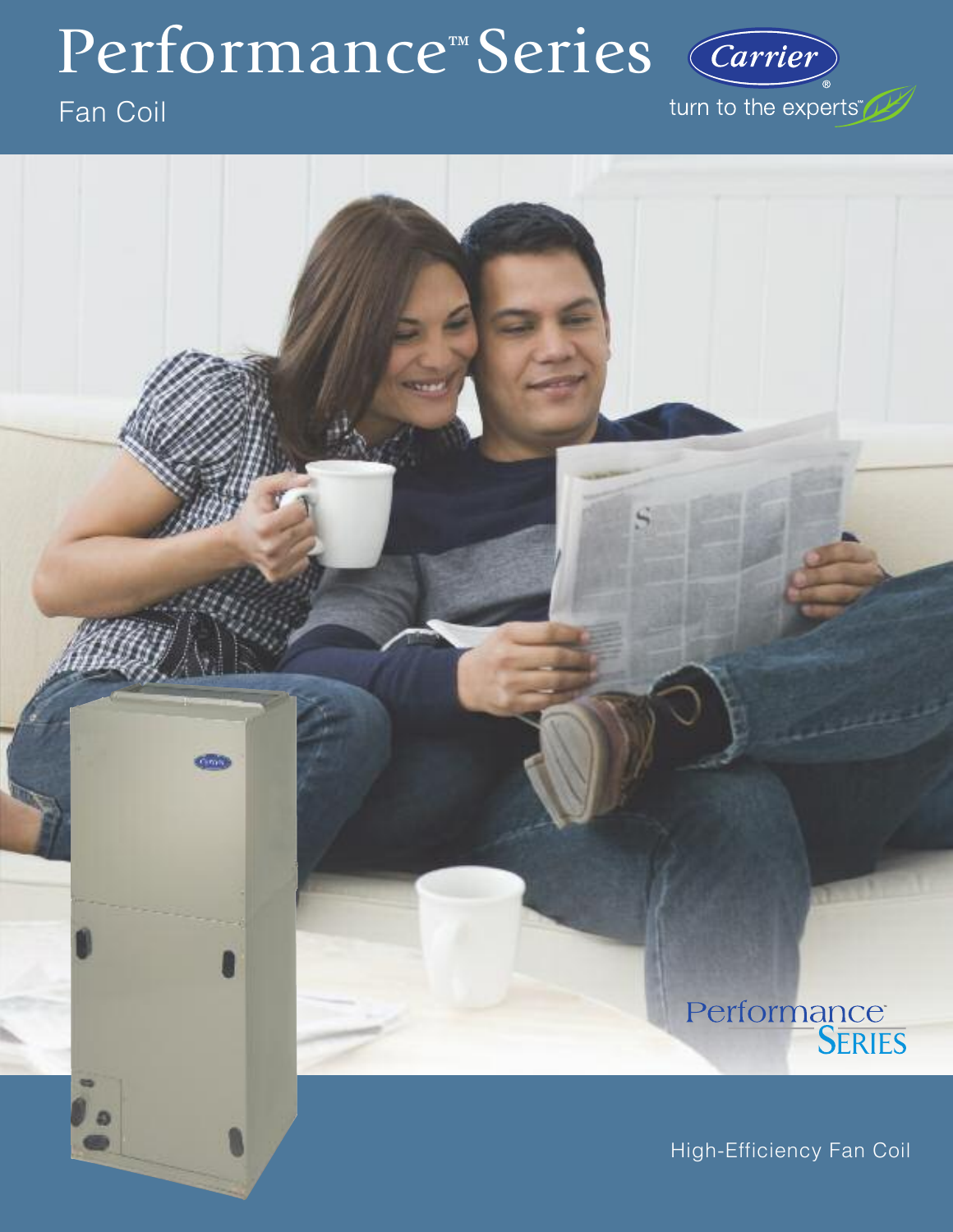# Performance™ Series

Fan Coil

Carrier®

turn to the experts™

Performance™ Series

High-Efficiency Fan Coil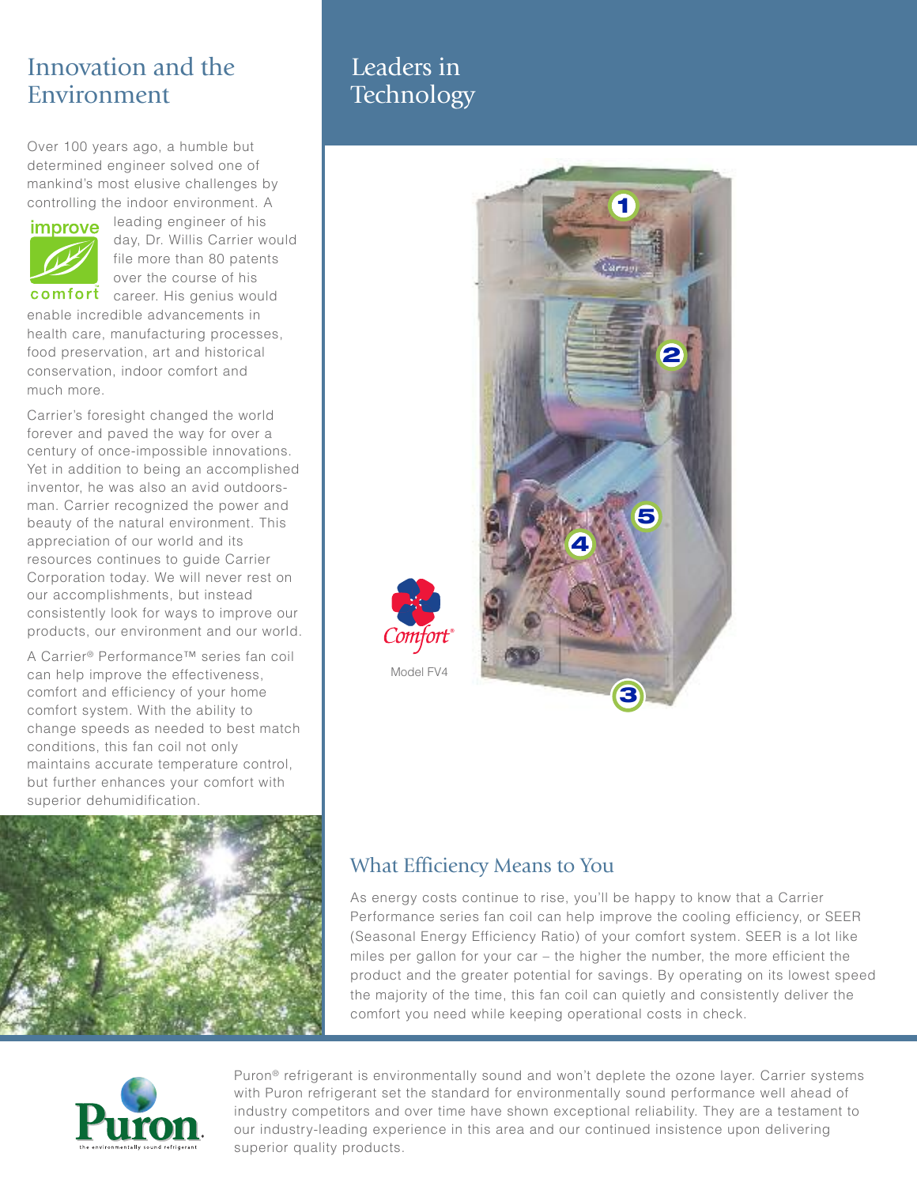## Innovation and the Environment

Over 100 years ago, a humble but determined engineer solved one of mankind's most elusive challenges by controlling the indoor environment. A leading engineer of his day, Dr. Willis Carrier would file more than 80 patents over the course of his career. His genius would enable incredible advancements in health care, manufacturing processes, food preservation, art and historical conservation, indoor comfort and much more.

Carrier's foresight changed the world forever and paved the way for over a century of once-impossible innovations. Yet in addition to being an accomplished inventor, he was also an avid outdoorsman. Carrier recognized the power and beauty of the natural environment. This appreciation of our world and its resources continues to guide Carrier Corporation today. We will never rest on our accomplishments, but instead consistently look for ways to improve our products, our environment and our world.

A Carrier® Performance™ series fan coil can help improve the effectiveness, comfort and efficiency of your home comfort system. With the ability to change speeds as needed to best match conditions, this fan coil not only maintains accurate temperature control, but further enhances your comfort with superior dehumidification.

## Leaders in Technology

Model FV4

## What Efficiency Means to You

As energy costs continue to rise, you'll be happy to know that a Carrier Performance series fan coil can help improve the cooling efficiency, or SEER (Seasonal Energy Efficiency Ratio) of your comfort system. SEER is a lot like miles per gallon for your car – the higher the number, the more efficient the product and the greater potential for savings. By operating on its lowest speed the majority of the time, this fan coil can quietly and consistently deliver the comfort you need while keeping operational costs in check.

Puron® refrigerant is environmentally sound and won't deplete the ozone layer. Carrier systems with Puron refrigerant set the standard for environmentally sound performance well ahead of industry competitors and over time have shown exceptional reliability. They are a testament to our industry-leading experience in this area and our continued insistence upon delivering superior quality products.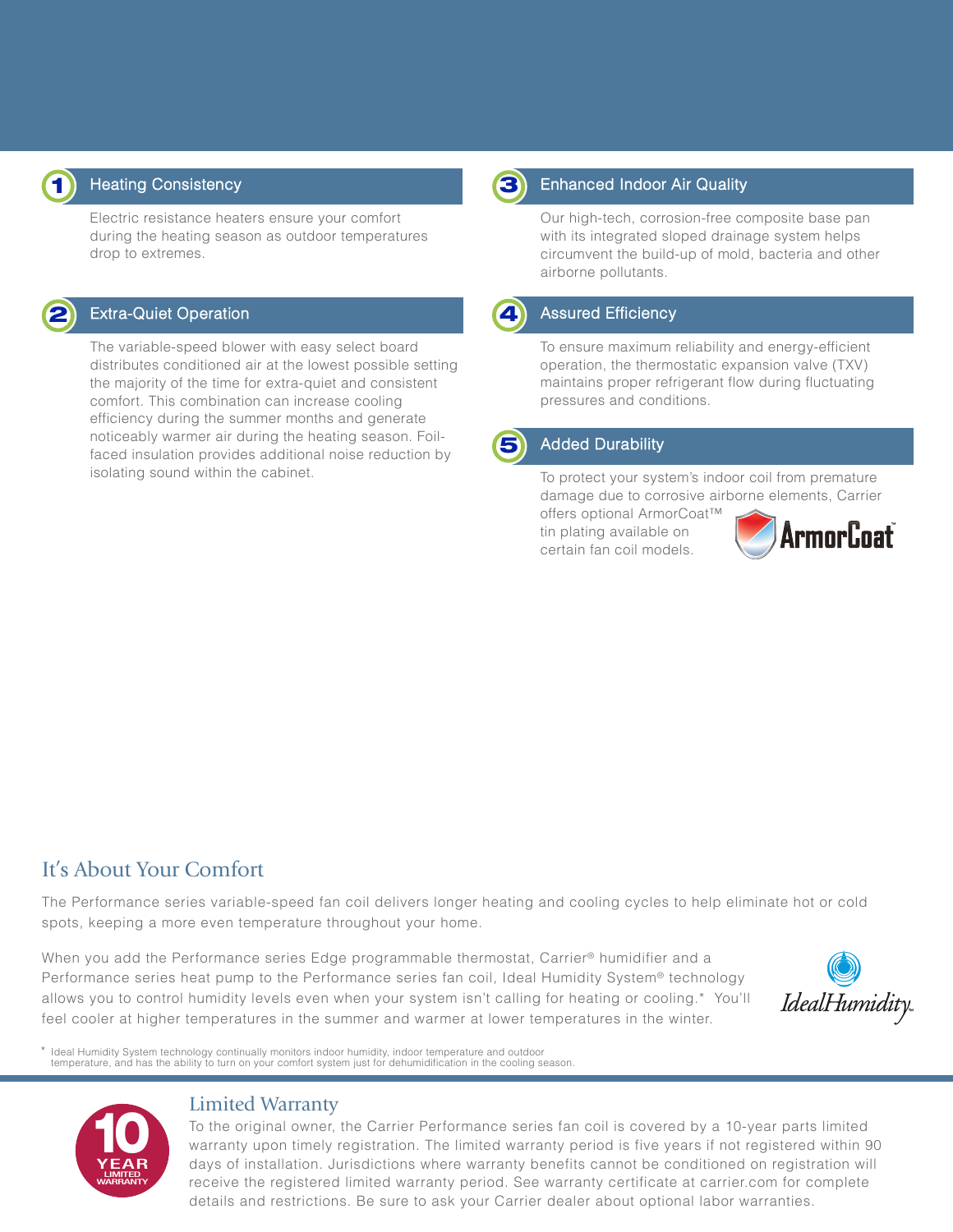### 1 Heating Consistency

Electric resistance heaters ensure your comfort during the heating season as outdoor temperatures drop to extremes.

### 2 Extra-Quiet Operation

The variable-speed blower with easy select board distributes conditioned air at the lowest possible setting the majority of the time for extra-quiet and consistent comfort. This combination can increase cooling efficiency during the summer months and generate noticeably warmer air during the heating season. Foil-faced insulation provides additional noise reduction by isolating sound within the cabinet.

### 3 Enhanced Indoor Air Quality

Our high-tech, corrosion-free composite base pan with its integrated sloped drainage system helps circumvent the build-up of mold, bacteria and other airborne pollutants.

### 4 Assured Efficiency

To ensure maximum reliability and energy-efficient operation, the thermostatic expansion valve (TXV) maintains proper refrigerant flow during fluctuating pressures and conditions.

### 5 Added Durability

To protect your system's indoor coil from premature damage due to corrosive airborne elements, Carrier offers optional ArmorCoat™ tin plating available on certain fan coil models.

ArmorCoat™

## It's About Your Comfort

The Performance series variable-speed fan coil delivers longer heating and cooling cycles to help eliminate hot or cold spots, keeping a more even temperature throughout your home.

When you add the Performance series Edge programmable thermostat, Carrier® humidifier and a Performance series heat pump to the Performance series fan coil, Ideal Humidity System® technology allows you to control humidity levels even when your system isn't calling for heating or cooling.* You'll feel cooler at higher temperatures in the summer and warmer at lower temperatures in the winter.

IdealHumidity™

* Ideal Humidity System technology continually monitors indoor humidity, indoor temperature and outdoor temperature, and has the ability to turn on your comfort system just for dehumidification in the cooling season.

## Limited Warranty

10 YEAR LIMITED WARRANTY

To the original owner, the Carrier Performance series fan coil is covered by a 10-year parts limited warranty upon timely registration. The limited warranty period is five years if not registered within 90 days of installation. Jurisdictions where warranty benefits cannot be conditioned on registration will receive the registered limited warranty period. See warranty certificate at carrier.com for complete details and restrictions. Be sure to ask your Carrier dealer about optional labor warranties.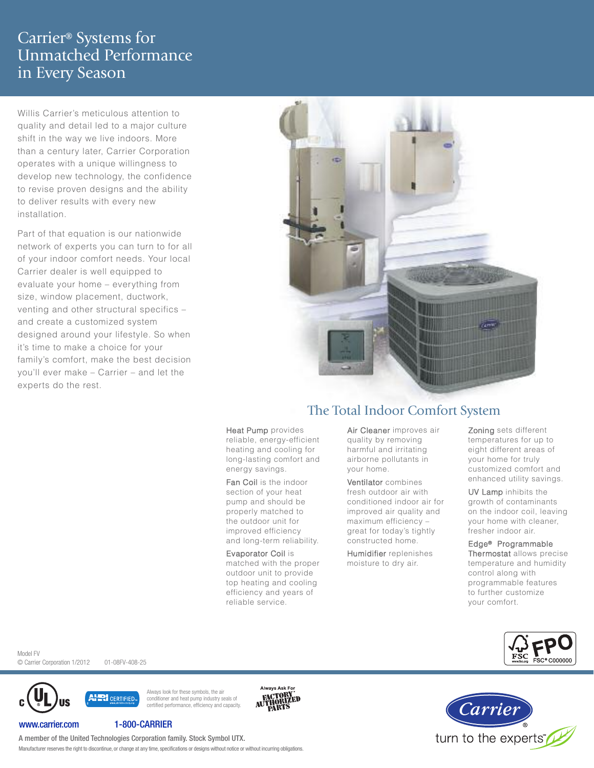# Carrier® Systems for Unmatched Performance in Every Season

Willis Carrier's meticulous attention to quality and detail led to a major culture shift in the way we live indoors. More than a century later, Carrier Corporation operates with a unique willingness to develop new technology, the confidence to revise proven designs and the ability to deliver results with every new installation.

Part of that equation is our nationwide network of experts you can turn to for all of your indoor comfort needs. Your local Carrier dealer is well equipped to evaluate your home – everything from size, window placement, ductwork, venting and other structural specifics – and create a customized system designed around your lifestyle. So when it's time to make a choice for your family's comfort, make the best decision you'll ever make – Carrier – and let the experts do the rest.

## The Total Indoor Comfort System

**Heat Pump** provides reliable, energy-efficient heating and cooling for long-lasting comfort and energy savings.

**Fan Coil** is the indoor section of your heat pump and should be properly matched to the outdoor unit for improved efficiency and long-term reliability.

**Evaporator Coil** is matched with the proper outdoor unit to provide top heating and cooling efficiency and years of reliable service.

**Air Cleaner** improves air quality by removing harmful and irritating airborne pollutants in your home.

**Ventilator** combines fresh outdoor air with conditioned indoor air for improved air quality and maximum efficiency – great for today's tightly constructed home.

**Humidifier** replenishes moisture to dry air.

**Zoning** sets different temperatures for up to eight different areas of your home for truly customized comfort and enhanced utility savings.

**UV Lamp** inhibits the growth of contaminants on the indoor coil, leaving your home with cleaner, fresher indoor air.

**Edge® Programmable Thermostat** allows precise temperature and humidity control along with programmable features to further customize your comfort.

Model FV
© Carrier Corporation 1/2012 01-08FV-408-25

FPO FSC® C000000

Always look for these symbols, the air conditioner and heat pump industry seals of certified performance, efficiency and capacity.

Always Ask For FACTORY AUTHORIZED PARTS

www.carrier.com 1-800-CARRIER

A member of the United Technologies Corporation family. Stock Symbol UTX.

Manufacturer reserves the right to discontinue, or change at any time, specifications or designs without notice or without incurring obligations.

Carrier® turn to the experts™